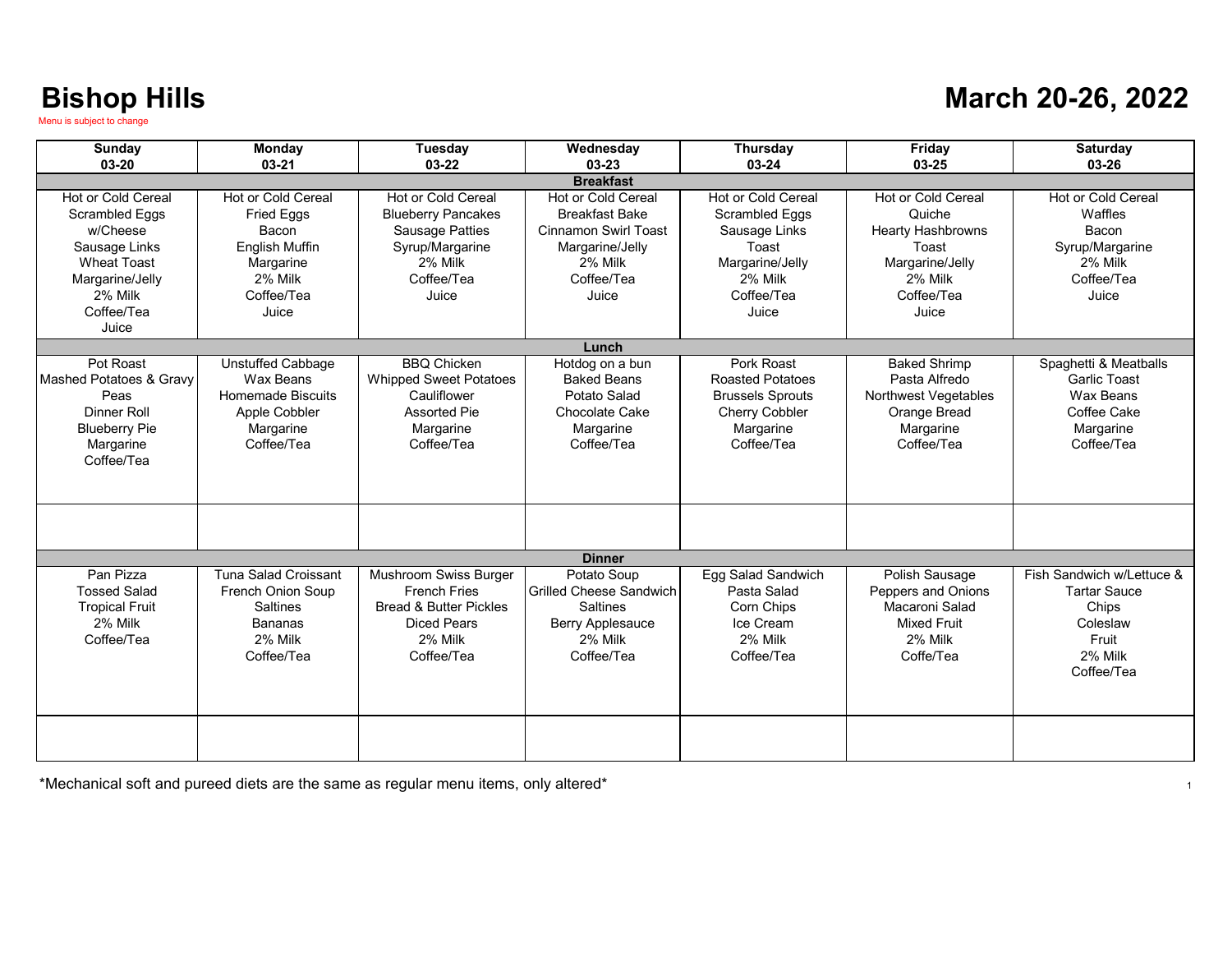# Bishop Hills

Menu is subject to change

## March 20-26, 2022

| Sunday 03-20 | Monday 03-21 | Tuesday 03-22 | Wednesday 03-23 | Thursday 03-24 | Friday 03-25 | Saturday 03-26 |
|---|---|---|---|---|---|---|
| **Breakfast** | | | | | | |
| Hot or Cold Cereal<br>Scrambled Eggs w/Cheese<br>Sausage Links<br>Wheat Toast<br>Margarine/Jelly<br>2% Milk<br>Coffee/Tea<br>Juice | Hot or Cold Cereal<br>Fried Eggs<br>Bacon<br>English Muffin<br>Margarine<br>2% Milk<br>Coffee/Tea<br>Juice | Hot or Cold Cereal<br>Blueberry Pancakes<br>Sausage Patties<br>Syrup/Margarine<br>2% Milk<br>Coffee/Tea<br>Juice | Hot or Cold Cereal<br>Breakfast Bake<br>Cinnamon Swirl Toast<br>Margarine/Jelly<br>2% Milk<br>Coffee/Tea<br>Juice | Hot or Cold Cereal<br>Scrambled Eggs<br>Sausage Links<br>Toast<br>Margarine/Jelly<br>2% Milk<br>Coffee/Tea<br>Juice | Hot or Cold Cereal<br>Quiche<br>Hearty Hashbrowns<br>Toast<br>Margarine/Jelly<br>2% Milk<br>Coffee/Tea<br>Juice | Hot or Cold Cereal<br>Waffles<br>Bacon<br>Syrup/Margarine<br>2% Milk<br>Coffee/Tea<br>Juice |
| **Lunch** | | | | | | |
| Pot Roast<br>Mashed Potatoes & Gravy<br>Peas<br>Dinner Roll<br>Blueberry Pie<br>Margarine<br>Coffee/Tea | Unstuffed Cabbage<br>Wax Beans<br>Homemade Biscuits<br>Apple Cobbler<br>Margarine<br>Coffee/Tea | BBQ Chicken<br>Whipped Sweet Potatoes<br>Cauliflower<br>Assorted Pie<br>Margarine<br>Coffee/Tea | Hotdog on a bun<br>Baked Beans<br>Potato Salad<br>Chocolate Cake<br>Margarine<br>Coffee/Tea | Pork Roast<br>Roasted Potatoes<br>Brussels Sprouts<br>Cherry Cobbler<br>Margarine<br>Coffee/Tea | Baked Shrimp<br>Pasta Alfredo<br>Northwest Vegetables<br>Orange Bread<br>Margarine<br>Coffee/Tea | Spaghetti & Meatballs<br>Garlic Toast<br>Wax Beans<br>Coffee Cake<br>Margarine<br>Coffee/Tea |
| | | | | | | |
| **Dinner** | | | | | | |
| Pan Pizza<br>Tossed Salad<br>Tropical Fruit<br>2% Milk<br>Coffee/Tea | Tuna Salad Croissant<br>French Onion Soup<br>Saltines<br>Bananas<br>2% Milk<br>Coffee/Tea | Mushroom Swiss Burger<br>French Fries<br>Bread & Butter Pickles<br>Diced Pears<br>2% Milk<br>Coffee/Tea | Potato Soup<br>Grilled Cheese Sandwich<br>Saltines<br>Berry Applesauce<br>2% Milk<br>Coffee/Tea | Egg Salad Sandwich<br>Pasta Salad<br>Corn Chips<br>Ice Cream<br>2% Milk<br>Coffee/Tea | Polish Sausage<br>Peppers and Onions<br>Macaroni Salad<br>Mixed Fruit<br>2% Milk<br>Coffe/Tea | Fish Sandwich w/Lettuce & Tartar Sauce<br>Chips<br>Coleslaw<br>Fruit<br>2% Milk<br>Coffee/Tea |
| | | | | | | |

*Mechanical soft and pureed diets are the same as regular menu items, only altered*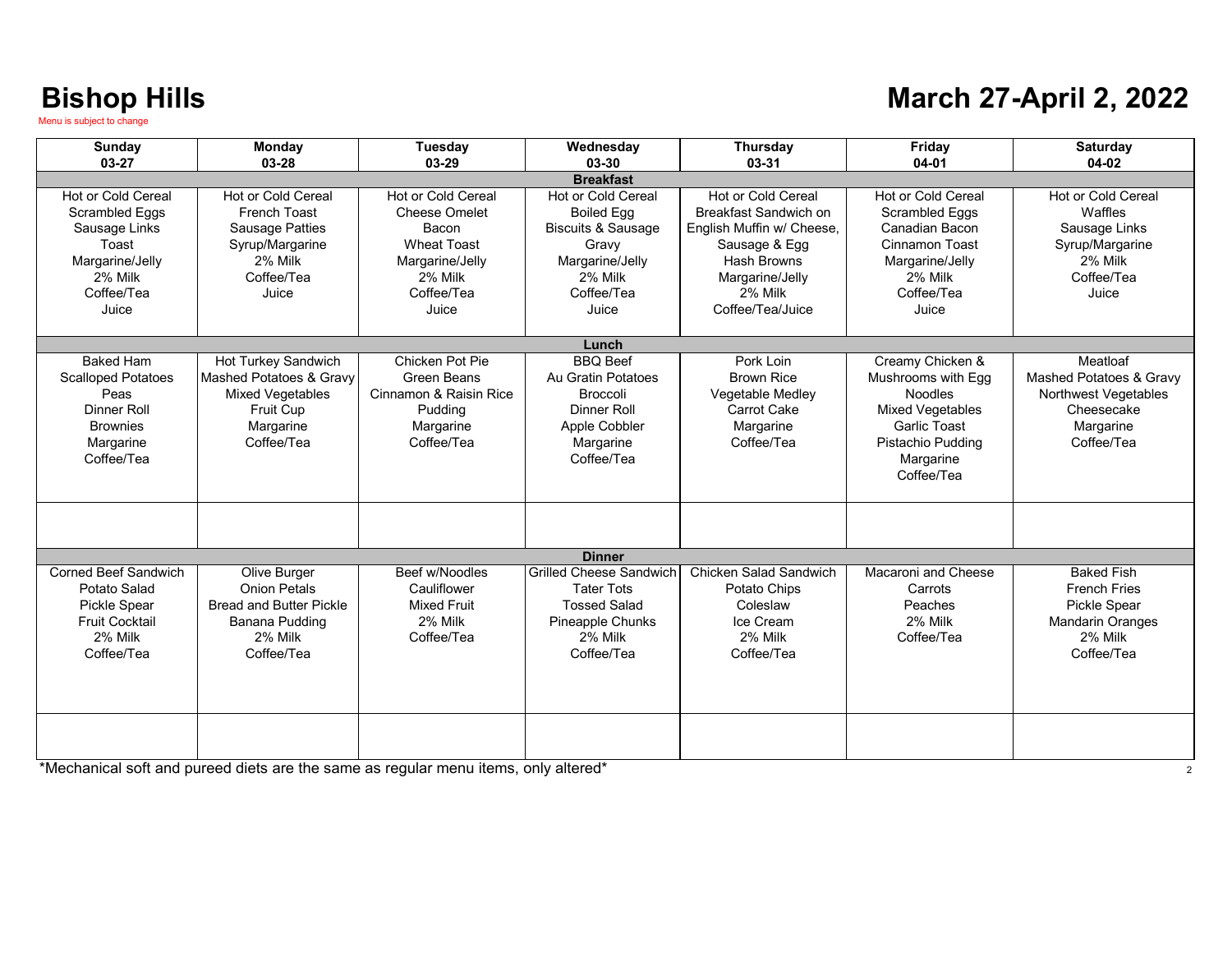# Bishop Hills

Menu is subject to change

# March 27-April 2, 2022

| Sunday 03-27 | Monday 03-28 | Tuesday 03-29 | Wednesday 03-30 | Thursday 03-31 | Friday 04-01 | Saturday 04-02 |
|---|---|---|---|---|---|---|
| **Breakfast** | | | | | | |
| Hot or Cold Cereal<br>Scrambled Eggs<br>Sausage Links<br>Toast<br>Margarine/Jelly<br>2% Milk<br>Coffee/Tea<br>Juice | Hot or Cold Cereal<br>French Toast<br>Sausage Patties<br>Syrup/Margarine<br>2% Milk<br>Coffee/Tea<br>Juice | Hot or Cold Cereal<br>Cheese Omelet<br>Bacon<br>Wheat Toast<br>Margarine/Jelly<br>2% Milk<br>Coffee/Tea<br>Juice | Hot or Cold Cereal<br>Boiled Egg<br>Biscuits & Sausage<br>Gravy<br>Margarine/Jelly<br>2% Milk<br>Coffee/Tea<br>Juice | Hot or Cold Cereal<br>Breakfast Sandwich on English Muffin w/ Cheese, Sausage & Egg<br>Hash Browns<br>Margarine/Jelly<br>2% Milk<br>Coffee/Tea/Juice | Hot or Cold Cereal<br>Scrambled Eggs<br>Canadian Bacon<br>Cinnamon Toast<br>Margarine/Jelly<br>2% Milk<br>Coffee/Tea<br>Juice | Hot or Cold Cereal<br>Waffles<br>Sausage Links<br>Syrup/Margarine<br>2% Milk<br>Coffee/Tea<br>Juice |
| **Lunch** | | | | | | |
| Baked Ham<br>Scalloped Potatoes<br>Peas<br>Dinner Roll<br>Brownies<br>Margarine<br>Coffee/Tea | Hot Turkey Sandwich<br>Mashed Potatoes & Gravy<br>Mixed Vegetables<br>Fruit Cup<br>Margarine<br>Coffee/Tea | Chicken Pot Pie<br>Green Beans<br>Cinnamon & Raisin Rice<br>Pudding<br>Margarine<br>Coffee/Tea | BBQ Beef<br>Au Gratin Potatoes<br>Broccoli<br>Dinner Roll<br>Apple Cobbler<br>Margarine<br>Coffee/Tea | Pork Loin<br>Brown Rice<br>Vegetable Medley<br>Carrot Cake<br>Margarine<br>Coffee/Tea | Creamy Chicken & Mushrooms with Egg Noodles<br>Mixed Vegetables<br>Garlic Toast<br>Pistachio Pudding<br>Margarine<br>Coffee/Tea | Meatloaf<br>Mashed Potatoes & Gravy<br>Northwest Vegetables<br>Cheesecake<br>Margarine<br>Coffee/Tea |
| | | | | | | |
| **Dinner** | | | | | | |
| Corned Beef Sandwich<br>Potato Salad<br>Pickle Spear<br>Fruit Cocktail<br>2% Milk<br>Coffee/Tea | Olive Burger<br>Onion Petals<br>Bread and Butter Pickle<br>Banana Pudding<br>2% Milk<br>Coffee/Tea | Beef w/Noodles<br>Cauliflower<br>Mixed Fruit<br>2% Milk<br>Coffee/Tea | Grilled Cheese Sandwich<br>Tater Tots<br>Tossed Salad<br>Pineapple Chunks<br>2% Milk<br>Coffee/Tea | Chicken Salad Sandwich<br>Potato Chips<br>Coleslaw<br>Ice Cream<br>2% Milk<br>Coffee/Tea | Macaroni and Cheese<br>Carrots<br>Peaches<br>2% Milk<br>Coffee/Tea | Baked Fish<br>French Fries<br>Pickle Spear<br>Mandarin Oranges<br>2% Milk<br>Coffee/Tea |
| | | | | | | |

*Mechanical soft and pureed diets are the same as regular menu items, only altered*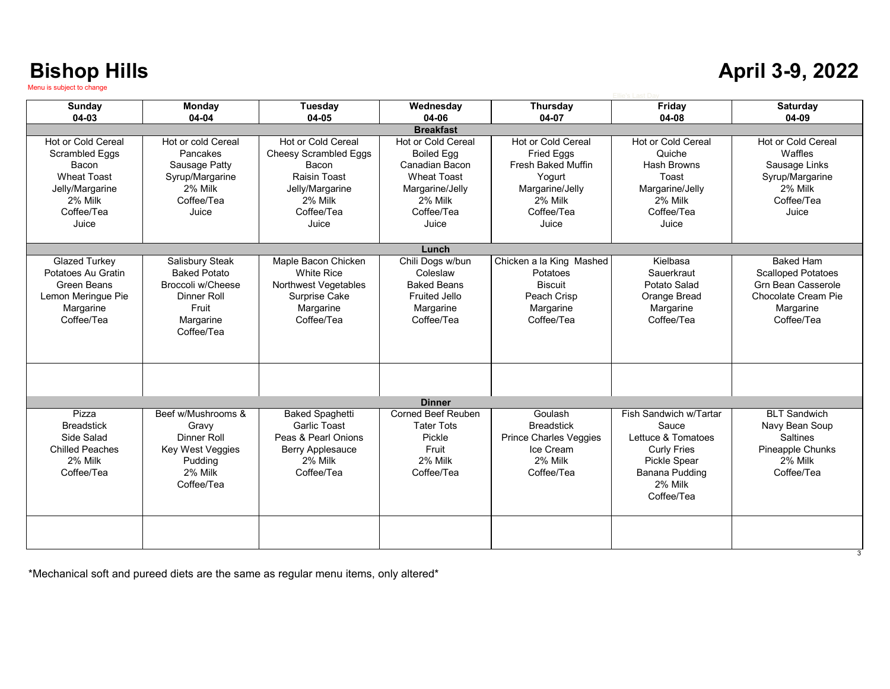# Bishop Hills

# April 3-9, 2022

Menu is subject to change

Ellie's Last Day

| Sunday 04-03 | Monday 04-04 | Tuesday 04-05 | Wednesday 04-06 | Thursday 04-07 | Friday 04-08 | Saturday 04-09 |
|---|---|---|---|---|---|---|
| **Breakfast** | | | | | | |
| Hot or Cold Cereal<br>Scrambled Eggs<br>Bacon<br>Wheat Toast<br>Jelly/Margarine<br>2% Milk<br>Coffee/Tea<br>Juice | Hot or cold Cereal<br>Pancakes<br>Sausage Patty<br>Syrup/Margarine<br>2% Milk<br>Coffee/Tea<br>Juice | Hot or Cold Cereal<br>Cheesy Scrambled Eggs<br>Bacon<br>Raisin Toast<br>Jelly/Margarine<br>2% Milk<br>Coffee/Tea<br>Juice | Hot or Cold Cereal<br>Boiled Egg<br>Canadian Bacon<br>Wheat Toast<br>Margarine/Jelly<br>2% Milk<br>Coffee/Tea<br>Juice | Hot or Cold Cereal<br>Fried Eggs<br>Fresh Baked Muffin<br>Yogurt<br>Margarine/Jelly<br>2% Milk<br>Coffee/Tea<br>Juice | Hot or Cold Cereal<br>Quiche<br>Hash Browns<br>Toast<br>Margarine/Jelly<br>2% Milk<br>Coffee/Tea<br>Juice | Hot or Cold Cereal<br>Waffles<br>Sausage Links<br>Syrup/Margarine<br>2% Milk<br>Coffee/Tea<br>Juice |
| **Lunch** | | | | | | |
| Glazed Turkey<br>Potatoes Au Gratin<br>Green Beans<br>Lemon Meringue Pie<br>Margarine<br>Coffee/Tea | Salisbury Steak<br>Baked Potato<br>Broccoli w/Cheese<br>Dinner Roll<br>Fruit<br>Margarine<br>Coffee/Tea | Maple Bacon Chicken<br>White Rice<br>Northwest Vegetables<br>Surprise Cake<br>Margarine<br>Coffee/Tea | Chili Dogs w/bun<br>Coleslaw<br>Baked Beans<br>Fruited Jello<br>Margarine<br>Coffee/Tea | Chicken a la King Mashed Potatoes<br>Biscuit<br>Peach Crisp<br>Margarine<br>Coffee/Tea | Kielbasa<br>Sauerkraut<br>Potato Salad<br>Orange Bread<br>Margarine<br>Coffee/Tea | Baked Ham<br>Scalloped Potatoes<br>Grn Bean Casserole<br>Chocolate Cream Pie<br>Margarine<br>Coffee/Tea |
| | | | | | | |
| **Dinner** | | | | | | |
| Pizza<br>Breadstick<br>Side Salad<br>Chilled Peaches<br>2% Milk<br>Coffee/Tea | Beef w/Mushrooms & Gravy<br>Dinner Roll<br>Key West Veggies<br>Pudding<br>2% Milk<br>Coffee/Tea | Baked Spaghetti<br>Garlic Toast<br>Peas & Pearl Onions<br>Berry Applesauce<br>2% Milk<br>Coffee/Tea | Corned Beef Reuben<br>Tater Tots<br>Pickle<br>Fruit<br>2% Milk<br>Coffee/Tea | Goulash<br>Breadstick<br>Prince Charles Veggies<br>Ice Cream<br>2% Milk<br>Coffee/Tea | Fish Sandwich w/Tartar Sauce<br>Lettuce & Tomatoes<br>Curly Fries<br>Pickle Spear<br>Banana Pudding<br>2% Milk<br>Coffee/Tea | BLT Sandwich<br>Navy Bean Soup<br>Saltines<br>Pineapple Chunks<br>2% Milk<br>Coffee/Tea |
| | | | | | | |

*Mechanical soft and pureed diets are the same as regular menu items, only altered*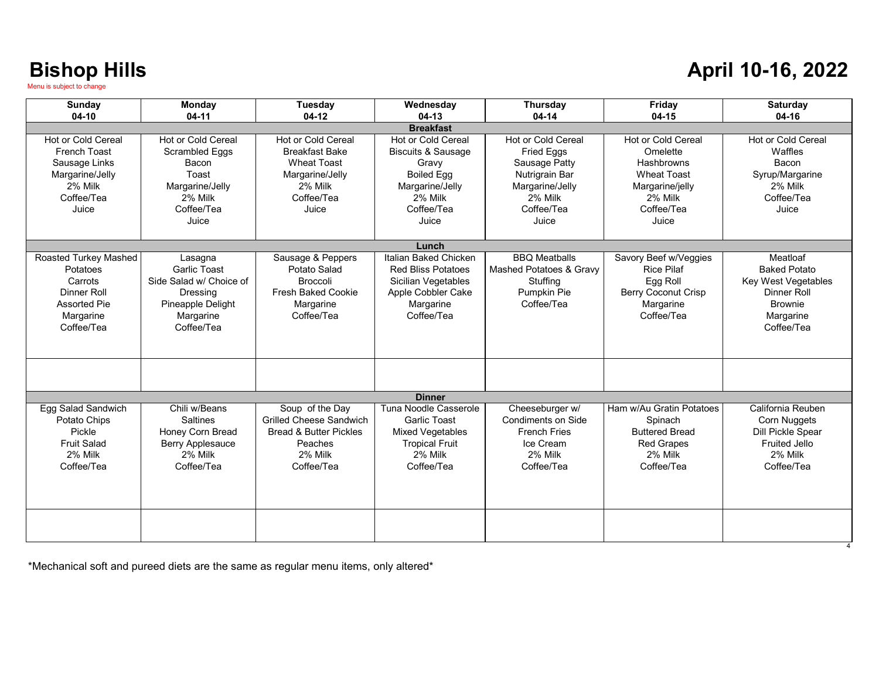# Bishop Hills

Menu is subject to change

# April 10-16, 2022

| Sunday 04-10 | Monday 04-11 | Tuesday 04-12 | Wednesday 04-13 | Thursday 04-14 | Friday 04-15 | Saturday 04-16 |
|---|---|---|---|---|---|---|
| **Breakfast** | | | | | | |
| Hot or Cold Cereal<br>French Toast<br>Sausage Links<br>Margarine/Jelly<br>2% Milk<br>Coffee/Tea<br>Juice | Hot or Cold Cereal<br>Scrambled Eggs<br>Bacon<br>Toast<br>Margarine/Jelly<br>2% Milk<br>Coffee/Tea<br>Juice | Hot or Cold Cereal<br>Breakfast Bake<br>Wheat Toast<br>Margarine/Jelly<br>2% Milk<br>Coffee/Tea<br>Juice | Hot or Cold Cereal<br>Biscuits & Sausage<br>Gravy<br>Boiled Egg<br>Margarine/Jelly<br>2% Milk<br>Coffee/Tea<br>Juice | Hot or Cold Cereal<br>Fried Eggs<br>Sausage Patty<br>Nutrigrain Bar<br>Margarine/Jelly<br>2% Milk<br>Coffee/Tea<br>Juice | Hot or Cold Cereal<br>Omelette<br>Hashbrowns<br>Wheat Toast<br>Margarine/jelly<br>2% Milk<br>Coffee/Tea<br>Juice | Hot or Cold Cereal<br>Waffles<br>Bacon<br>Syrup/Margarine<br>2% Milk<br>Coffee/Tea<br>Juice |
| **Lunch** | | | | | | |
| Roasted Turkey Mashed Potatoes<br>Carrots<br>Dinner Roll<br>Assorted Pie<br>Margarine<br>Coffee/Tea | Lasagna<br>Garlic Toast<br>Side Salad w/ Choice of Dressing<br>Pineapple Delight<br>Margarine<br>Coffee/Tea | Sausage & Peppers<br>Potato Salad<br>Broccoli<br>Fresh Baked Cookie<br>Margarine<br>Coffee/Tea | Italian Baked Chicken<br>Red Bliss Potatoes<br>Sicilian Vegetables<br>Apple Cobbler Cake<br>Margarine<br>Coffee/Tea | BBQ Meatballs<br>Mashed Potatoes & Gravy<br>Stuffing<br>Pumpkin Pie<br>Coffee/Tea | Savory Beef w/Veggies<br>Rice Pilaf<br>Egg Roll<br>Berry Coconut Crisp<br>Margarine<br>Coffee/Tea | Meatloaf<br>Baked Potato<br>Key West Vegetables<br>Dinner Roll<br>Brownie<br>Margarine<br>Coffee/Tea |
| | | | | | | |
| **Dinner** | | | | | | |
| Egg Salad Sandwich<br>Potato Chips<br>Pickle<br>Fruit Salad<br>2% Milk<br>Coffee/Tea | Chili w/Beans<br>Saltines<br>Honey Corn Bread<br>Berry Applesauce<br>2% Milk<br>Coffee/Tea | Soup of the Day<br>Grilled Cheese Sandwich<br>Bread & Butter Pickles<br>Peaches<br>2% Milk<br>Coffee/Tea | Tuna Noodle Casserole<br>Garlic Toast<br>Mixed Vegetables<br>Tropical Fruit<br>2% Milk<br>Coffee/Tea | Cheeseburger w/ Condiments on Side<br>French Fries<br>Ice Cream<br>2% Milk<br>Coffee/Tea | Ham w/Au Gratin Potatoes<br>Spinach<br>Buttered Bread<br>Red Grapes<br>2% Milk<br>Coffee/Tea | California Reuben<br>Corn Nuggets<br>Dill Pickle Spear<br>Fruited Jello<br>2% Milk<br>Coffee/Tea |
| | | | | | | |

*Mechanical soft and pureed diets are the same as regular menu items, only altered*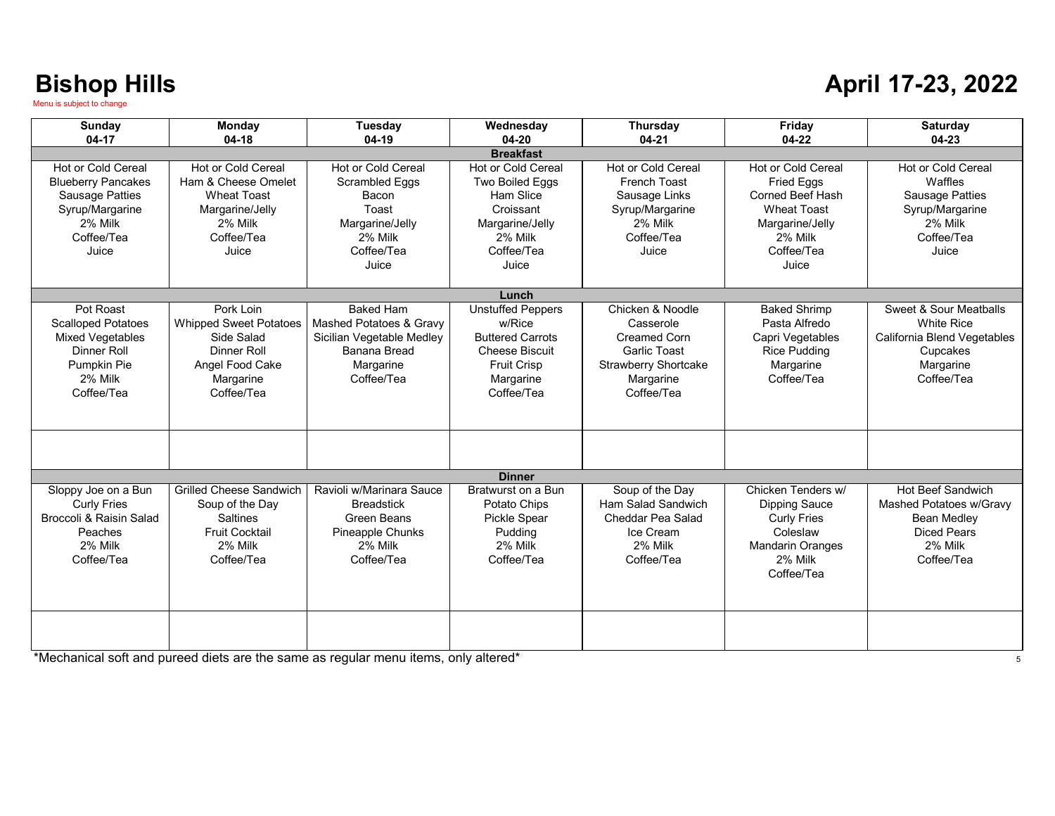# Bishop Hills

Menu is subject to change

# April 17-23, 2022

| Sunday 04-17 | Monday 04-18 | Tuesday 04-19 | Wednesday 04-20 | Thursday 04-21 | Friday 04-22 | Saturday 04-23 |
|---|---|---|---|---|---|---|
| **Breakfast** | | | | | | |
| Hot or Cold Cereal<br>Blueberry Pancakes<br>Sausage Patties<br>Syrup/Margarine<br>2% Milk<br>Coffee/Tea<br>Juice | Hot or Cold Cereal<br>Ham & Cheese Omelet<br>Wheat Toast<br>Margarine/Jelly<br>2% Milk<br>Coffee/Tea<br>Juice | Hot or Cold Cereal<br>Scrambled Eggs<br>Bacon<br>Toast<br>Margarine/Jelly<br>2% Milk<br>Coffee/Tea<br>Juice | Hot or Cold Cereal<br>Two Boiled Eggs<br>Ham Slice<br>Croissant<br>Margarine/Jelly<br>2% Milk<br>Coffee/Tea<br>Juice | Hot or Cold Cereal<br>French Toast<br>Sausage Links<br>Syrup/Margarine<br>2% Milk<br>Coffee/Tea<br>Juice | Hot or Cold Cereal<br>Fried Eggs<br>Corned Beef Hash<br>Wheat Toast<br>Margarine/Jelly<br>2% Milk<br>Coffee/Tea<br>Juice | Hot or Cold Cereal<br>Waffles<br>Sausage Patties<br>Syrup/Margarine<br>2% Milk<br>Coffee/Tea<br>Juice |
| **Lunch** | | | | | | |
| Pot Roast<br>Scalloped Potatoes<br>Mixed Vegetables<br>Dinner Roll<br>Pumpkin Pie<br>2% Milk<br>Coffee/Tea | Pork Loin<br>Whipped Sweet Potatoes<br>Side Salad<br>Dinner Roll<br>Angel Food Cake<br>Margarine<br>Coffee/Tea | Baked Ham<br>Mashed Potatoes & Gravy<br>Sicilian Vegetable Medley<br>Banana Bread<br>Margarine<br>Coffee/Tea | Unstuffed Peppers w/Rice<br>Buttered Carrots<br>Cheese Biscuit<br>Fruit Crisp<br>Margarine<br>Coffee/Tea | Chicken & Noodle Casserole<br>Creamed Corn<br>Garlic Toast<br>Strawberry Shortcake<br>Margarine<br>Coffee/Tea | Baked Shrimp<br>Pasta Alfredo<br>Capri Vegetables<br>Rice Pudding<br>Margarine<br>Coffee/Tea | Sweet & Sour Meatballs<br>White Rice<br>California Blend Vegetables<br>Cupcakes<br>Margarine<br>Coffee/Tea |
| | | | | | | |
| **Dinner** | | | | | | |
| Sloppy Joe on a Bun<br>Curly Fries<br>Broccoli & Raisin Salad<br>Peaches<br>2% Milk<br>Coffee/Tea | Grilled Cheese Sandwich<br>Soup of the Day<br>Saltines<br>Fruit Cocktail<br>2% Milk<br>Coffee/Tea | Ravioli w/Marinara Sauce<br>Breadstick<br>Green Beans<br>Pineapple Chunks<br>2% Milk<br>Coffee/Tea | Bratwurst on a Bun<br>Potato Chips<br>Pickle Spear<br>Pudding<br>2% Milk<br>Coffee/Tea | Soup of the Day<br>Ham Salad Sandwich<br>Cheddar Pea Salad<br>Ice Cream<br>2% Milk<br>Coffee/Tea | Chicken Tenders w/ Dipping Sauce<br>Curly Fries<br>Coleslaw<br>Mandarin Oranges<br>2% Milk<br>Coffee/Tea | Hot Beef Sandwich<br>Mashed Potatoes w/Gravy<br>Bean Medley<br>Diced Pears<br>2% Milk<br>Coffee/Tea |
| | | | | | | |

*Mechanical soft and pureed diets are the same as regular menu items, only altered*